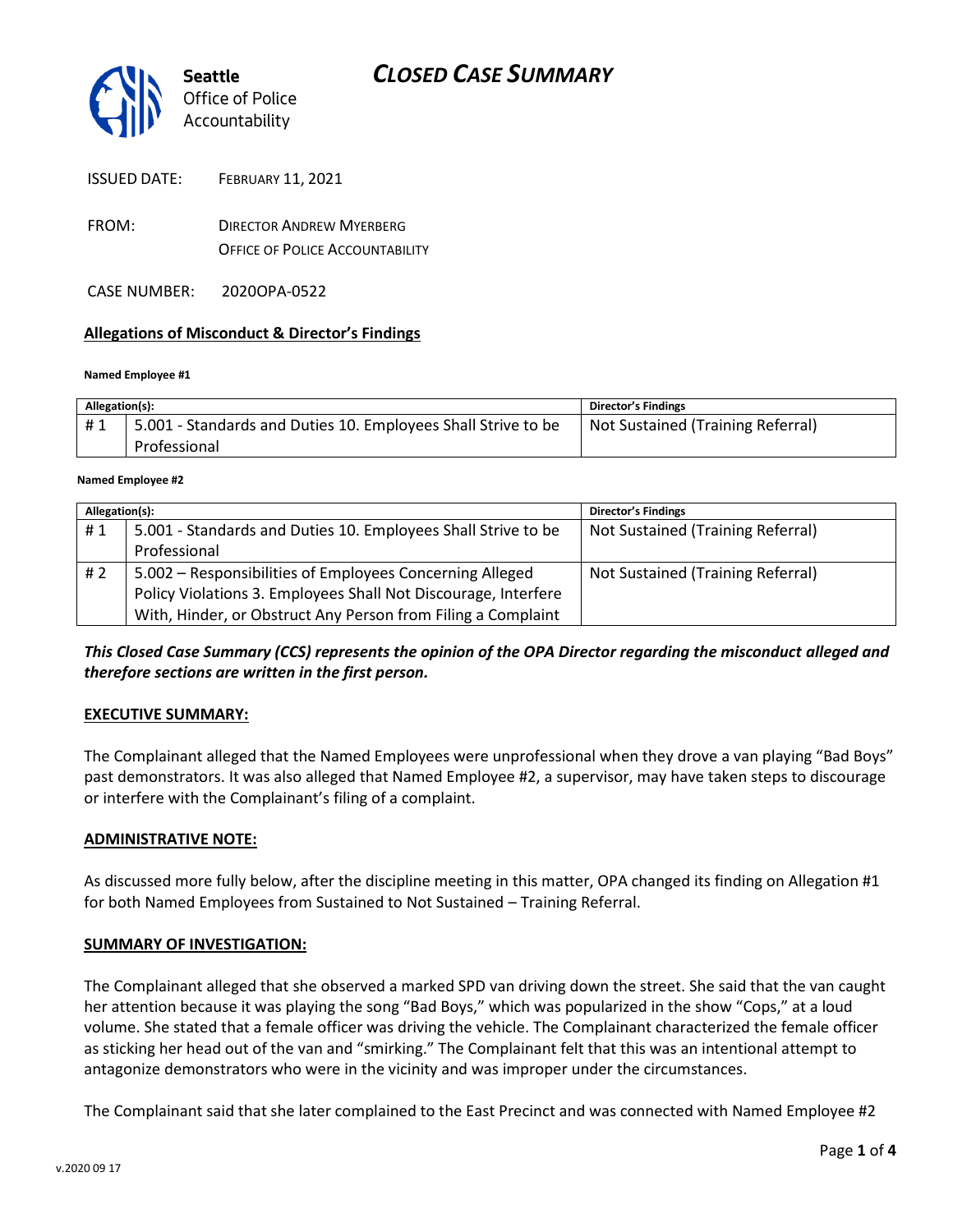Seattle
Office of Police Accountability

# CLOSED CASE SUMMARY

ISSUED DATE: FEBRUARY 11, 2021

FROM: DIRECTOR ANDREW MYERBERG
OFFICE OF POLICE ACCOUNTABILITY

CASE NUMBER: 2020OPA-0522

## Allegations of Misconduct & Director's Findings

**Named Employee #1**

| Allegation(s): | | Director's Findings |
|---|---|---|
| # 1 | 5.001 - Standards and Duties 10. Employees Shall Strive to be Professional | Not Sustained (Training Referral) |

**Named Employee #2**

| Allegation(s): | | Director's Findings |
|---|---|---|
| # 1 | 5.001 - Standards and Duties 10. Employees Shall Strive to be Professional | Not Sustained (Training Referral) |
| # 2 | 5.002 – Responsibilities of Employees Concerning Alleged Policy Violations 3. Employees Shall Not Discourage, Interfere With, Hinder, or Obstruct Any Person from Filing a Complaint | Not Sustained (Training Referral) |

***This Closed Case Summary (CCS) represents the opinion of the OPA Director regarding the misconduct alleged and therefore sections are written in the first person.***

**EXECUTIVE SUMMARY:**

The Complainant alleged that the Named Employees were unprofessional when they drove a van playing "Bad Boys" past demonstrators. It was also alleged that Named Employee #2, a supervisor, may have taken steps to discourage or interfere with the Complainant's filing of a complaint.

**ADMINISTRATIVE NOTE:**

As discussed more fully below, after the discipline meeting in this matter, OPA changed its finding on Allegation #1 for both Named Employees from Sustained to Not Sustained – Training Referral.

**SUMMARY OF INVESTIGATION:**

The Complainant alleged that she observed a marked SPD van driving down the street. She said that the van caught her attention because it was playing the song "Bad Boys," which was popularized in the show "Cops," at a loud volume. She stated that a female officer was driving the vehicle. The Complainant characterized the female officer as sticking her head out of the van and "smirking." The Complainant felt that this was an intentional attempt to antagonize demonstrators who were in the vicinity and was improper under the circumstances.

The Complainant said that she later complained to the East Precinct and was connected with Named Employee #2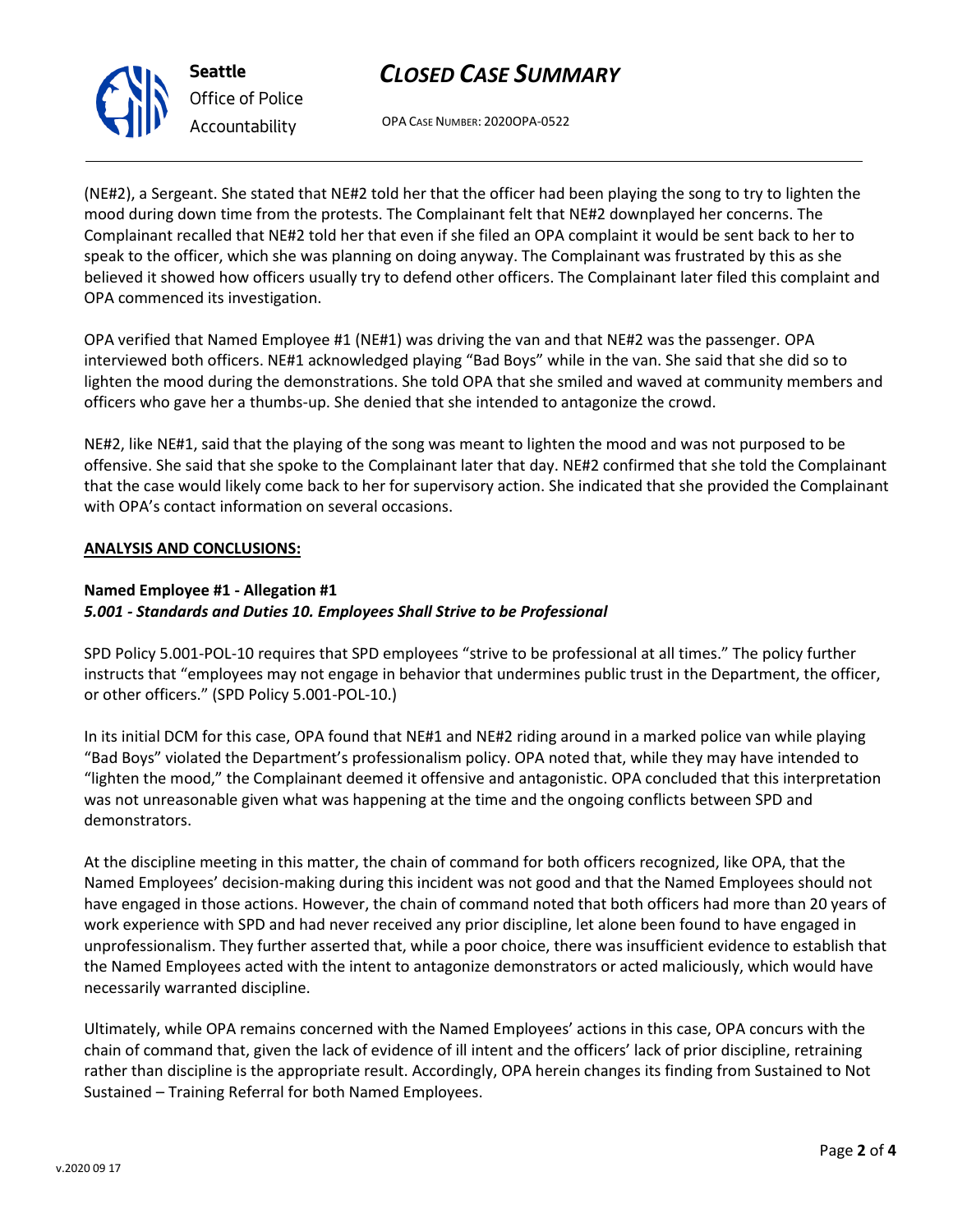(NE#2), a Sergeant. She stated that NE#2 told her that the officer had been playing the song to try to lighten the mood during down time from the protests. The Complainant felt that NE#2 downplayed her concerns. The Complainant recalled that NE#2 told her that even if she filed an OPA complaint it would be sent back to her to speak to the officer, which she was planning on doing anyway. The Complainant was frustrated by this as she believed it showed how officers usually try to defend other officers. The Complainant later filed this complaint and OPA commenced its investigation.

OPA verified that Named Employee #1 (NE#1) was driving the van and that NE#2 was the passenger. OPA interviewed both officers. NE#1 acknowledged playing "Bad Boys" while in the van. She said that she did so to lighten the mood during the demonstrations. She told OPA that she smiled and waved at community members and officers who gave her a thumbs-up. She denied that she intended to antagonize the crowd.

NE#2, like NE#1, said that the playing of the song was meant to lighten the mood and was not purposed to be offensive. She said that she spoke to the Complainant later that day. NE#2 confirmed that she told the Complainant that the case would likely come back to her for supervisory action. She indicated that she provided the Complainant with OPA's contact information on several occasions.

**ANALYSIS AND CONCLUSIONS:**

**Named Employee #1 - Allegation #1**
***5.001 - Standards and Duties 10. Employees Shall Strive to be Professional***

SPD Policy 5.001-POL-10 requires that SPD employees "strive to be professional at all times." The policy further instructs that "employees may not engage in behavior that undermines public trust in the Department, the officer, or other officers." (SPD Policy 5.001-POL-10.)

In its initial DCM for this case, OPA found that NE#1 and NE#2 riding around in a marked police van while playing "Bad Boys" violated the Department's professionalism policy. OPA noted that, while they may have intended to "lighten the mood," the Complainant deemed it offensive and antagonistic. OPA concluded that this interpretation was not unreasonable given what was happening at the time and the ongoing conflicts between SPD and demonstrators.

At the discipline meeting in this matter, the chain of command for both officers recognized, like OPA, that the Named Employees' decision-making during this incident was not good and that the Named Employees should not have engaged in those actions. However, the chain of command noted that both officers had more than 20 years of work experience with SPD and had never received any prior discipline, let alone been found to have engaged in unprofessionalism. They further asserted that, while a poor choice, there was insufficient evidence to establish that the Named Employees acted with the intent to antagonize demonstrators or acted maliciously, which would have necessarily warranted discipline.

Ultimately, while OPA remains concerned with the Named Employees' actions in this case, OPA concurs with the chain of command that, given the lack of evidence of ill intent and the officers' lack of prior discipline, retraining rather than discipline is the appropriate result. Accordingly, OPA herein changes its finding from Sustained to Not Sustained – Training Referral for both Named Employees.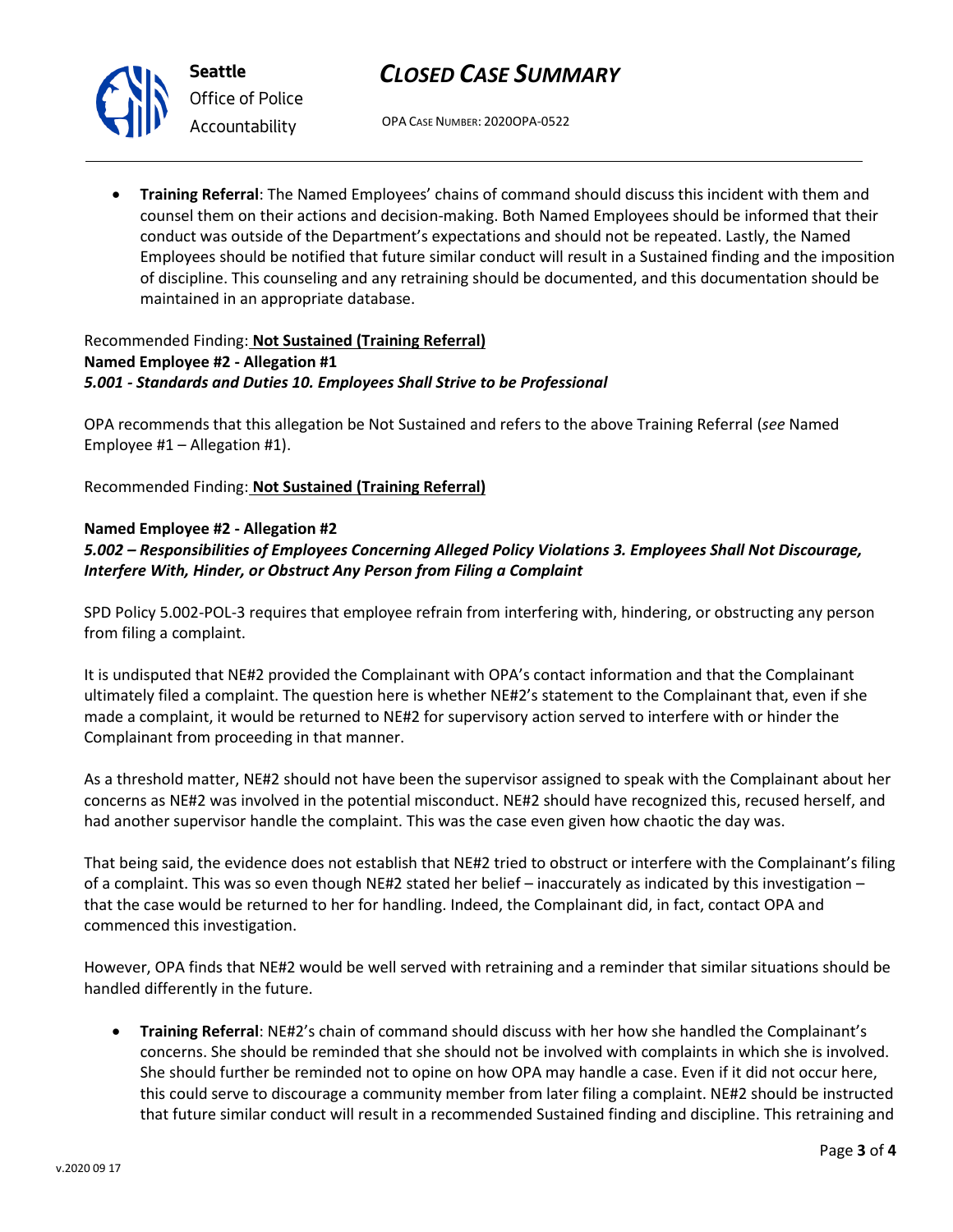- **Training Referral**: The Named Employees' chains of command should discuss this incident with them and counsel them on their actions and decision-making. Both Named Employees should be informed that their conduct was outside of the Department's expectations and should not be repeated. Lastly, the Named Employees should be notified that future similar conduct will result in a Sustained finding and the imposition of discipline. This counseling and any retraining should be documented, and this documentation should be maintained in an appropriate database.

Recommended Finding: **Not Sustained (Training Referral)**

**Named Employee #2 - Allegation #1**
***5.001 - Standards and Duties 10. Employees Shall Strive to be Professional***

OPA recommends that this allegation be Not Sustained and refers to the above Training Referral (*see* Named Employee #1 – Allegation #1).

Recommended Finding: **Not Sustained (Training Referral)**

**Named Employee #2 - Allegation #2**
***5.002 – Responsibilities of Employees Concerning Alleged Policy Violations 3. Employees Shall Not Discourage, Interfere With, Hinder, or Obstruct Any Person from Filing a Complaint***

SPD Policy 5.002-POL-3 requires that employee refrain from interfering with, hindering, or obstructing any person from filing a complaint.

It is undisputed that NE#2 provided the Complainant with OPA's contact information and that the Complainant ultimately filed a complaint. The question here is whether NE#2's statement to the Complainant that, even if she made a complaint, it would be returned to NE#2 for supervisory action served to interfere with or hinder the Complainant from proceeding in that manner.

As a threshold matter, NE#2 should not have been the supervisor assigned to speak with the Complainant about her concerns as NE#2 was involved in the potential misconduct. NE#2 should have recognized this, recused herself, and had another supervisor handle the complaint. This was the case even given how chaotic the day was.

That being said, the evidence does not establish that NE#2 tried to obstruct or interfere with the Complainant's filing of a complaint. This was so even though NE#2 stated her belief – inaccurately as indicated by this investigation – that the case would be returned to her for handling. Indeed, the Complainant did, in fact, contact OPA and commenced this investigation.

However, OPA finds that NE#2 would be well served with retraining and a reminder that similar situations should be handled differently in the future.

- **Training Referral**: NE#2's chain of command should discuss with her how she handled the Complainant's concerns. She should be reminded that she should not be involved with complaints in which she is involved. She should further be reminded not to opine on how OPA may handle a case. Even if it did not occur here, this could serve to discourage a community member from later filing a complaint. NE#2 should be instructed that future similar conduct will result in a recommended Sustained finding and discipline. This retraining and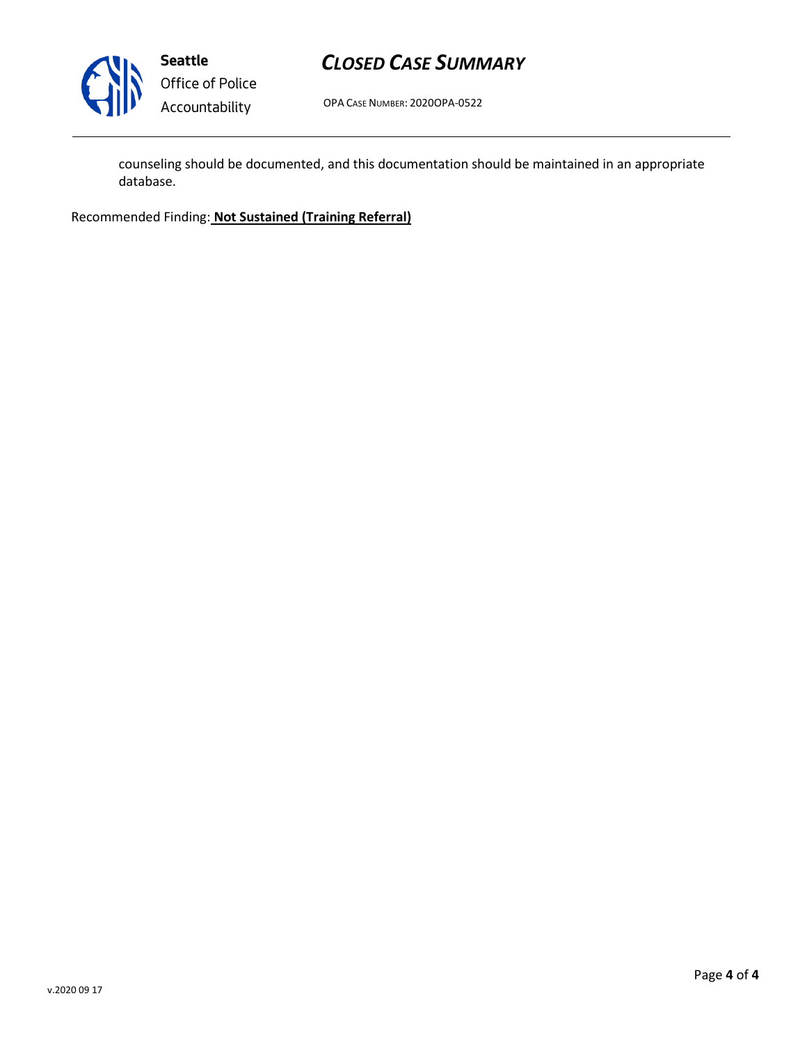counseling should be documented, and this documentation should be maintained in an appropriate database.

Recommended Finding: **Not Sustained (Training Referral)**